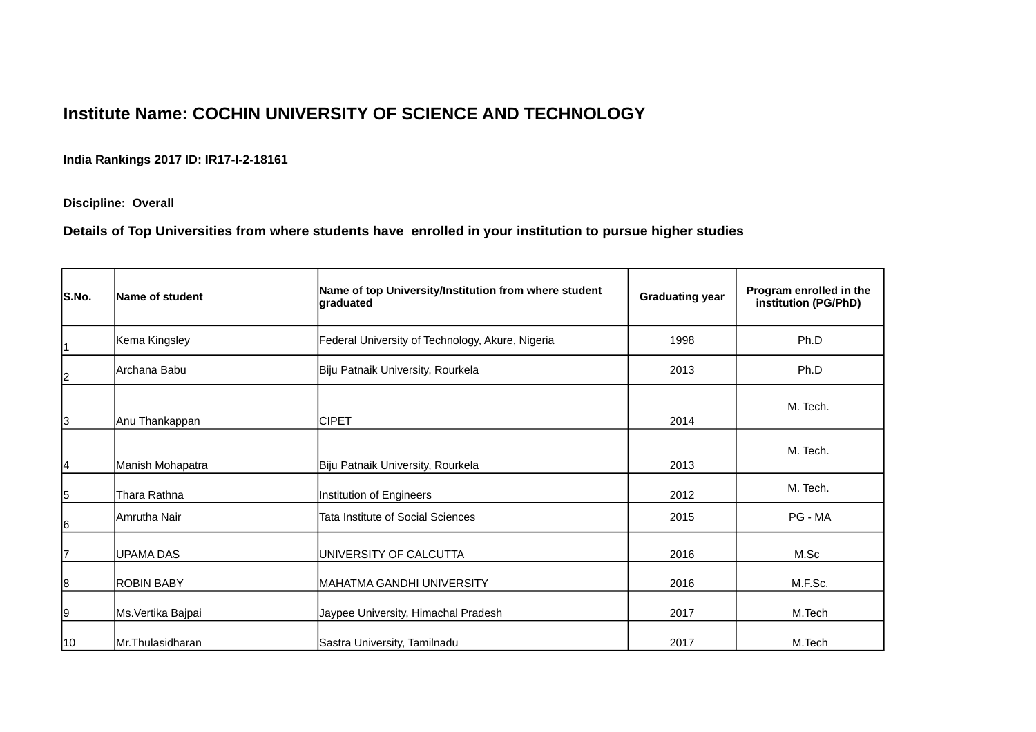**Institute Name: COCHIN UNIVERSITY OF SCIENCE AND TECHNOLOGY**

**India Rankings 2017 ID: IR17-I-2-18161**

**Discipline: Overall**

**Details of Top Universities from where students have enrolled in your institution to pursue higher studies**

| S.No. | Name of student | Name of top University/Institution from where student graduated | Graduating year | Program enrolled in the institution (PG/PhD) |
|---|---|---|---|---|
| 1 | Kema Kingsley | Federal University of Technology, Akure, Nigeria | 1998 | Ph.D |
| 2 | Archana Babu | Biju Patnaik University, Rourkela | 2013 | Ph.D |
| 3 | Anu Thankappan | CIPET | 2014 | M. Tech. |
| 4 | Manish Mohapatra | Biju Patnaik University, Rourkela | 2013 | M. Tech. |
| 5 | Thara Rathna | Institution of Engineers | 2012 | M. Tech. |
| 6 | Amrutha Nair | Tata Institute of Social Sciences | 2015 | PG - MA |
| 7 | UPAMA DAS | UNIVERSITY OF CALCUTTA | 2016 | M.Sc |
| 8 | ROBIN BABY | MAHATMA GANDHI UNIVERSITY | 2016 | M.F.Sc. |
| 9 | Ms.Vertika Bajpai | Jaypee University, Himachal Pradesh | 2017 | M.Tech |
| 10 | Mr.Thulasidharan | Sastra University, Tamilnadu | 2017 | M.Tech |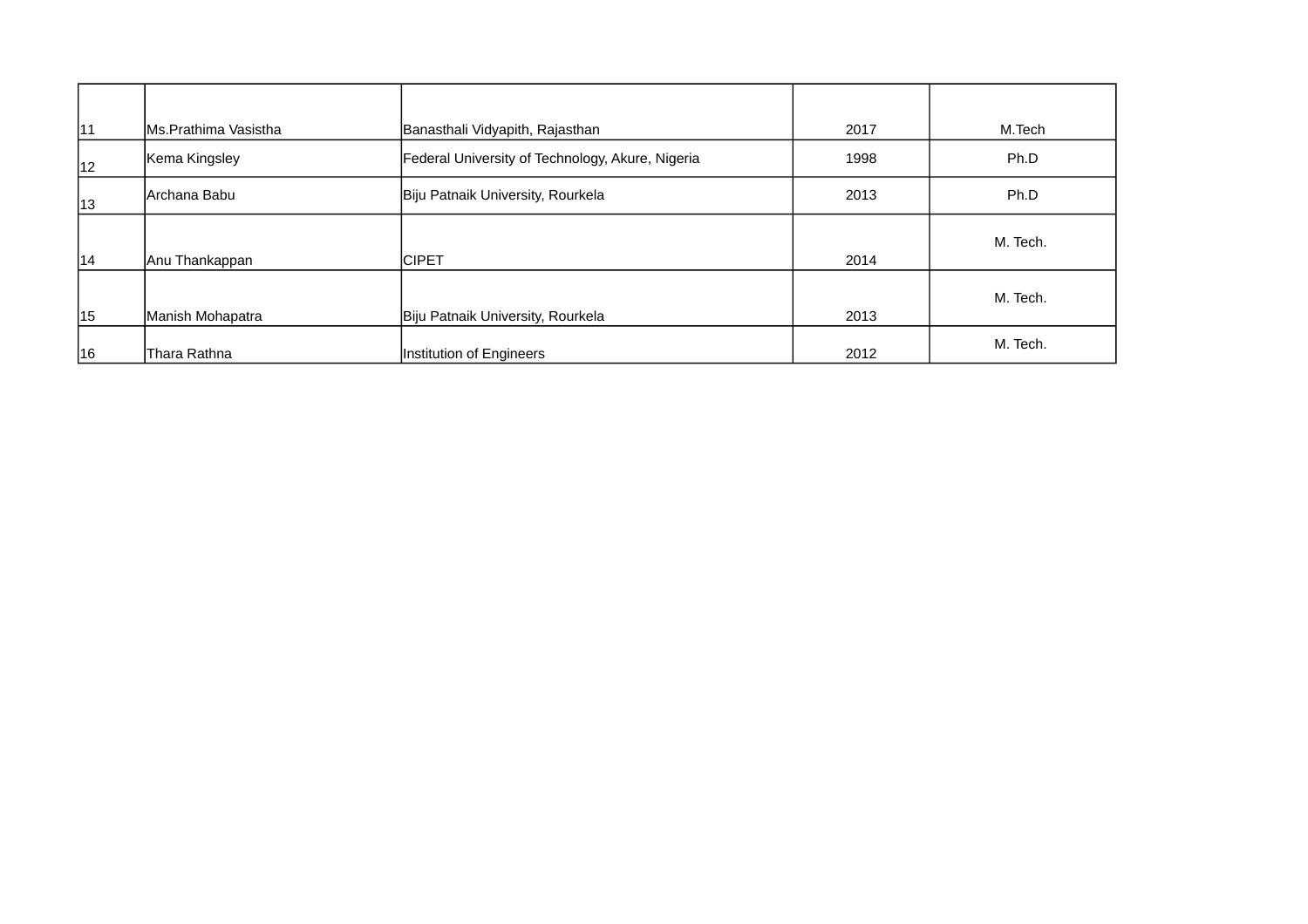| | | | | |
|---|---|---|---|---|
| 11 | Ms.Prathima Vasistha | Banasthali Vidyapith, Rajasthan | 2017 | M.Tech |
| 12 | Kema Kingsley | Federal University of Technology, Akure, Nigeria | 1998 | Ph.D |
| 13 | Archana Babu | Biju Patnaik University, Rourkela | 2013 | Ph.D |
| 14 | Anu Thankappan | CIPET | 2014 | M. Tech. |
| 15 | Manish Mohapatra | Biju Patnaik University, Rourkela | 2013 | M. Tech. |
| 16 | Thara Rathna | Institution of Engineers | 2012 | M. Tech. |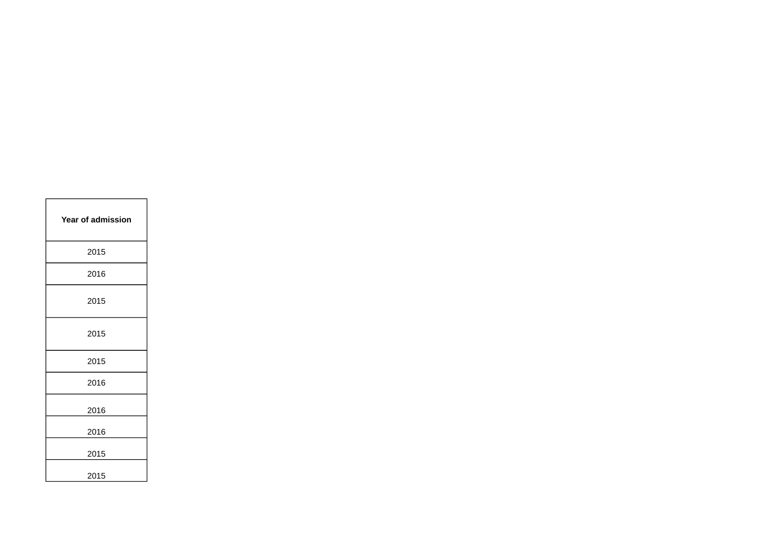| Year of admission |
|---|
| 2015 |
| 2016 |
| 2015 |
| 2015 |
| 2015 |
| 2016 |
| 2016 |
| 2016 |
| 2015 |
| 2015 |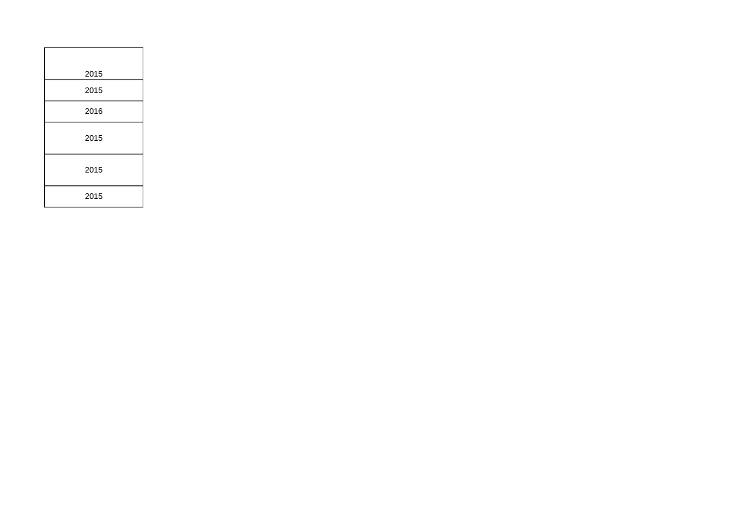| |
|---|
| 2015 |
| 2015 |
| 2016 |
| 2015 |
| 2015 |
| 2015 |